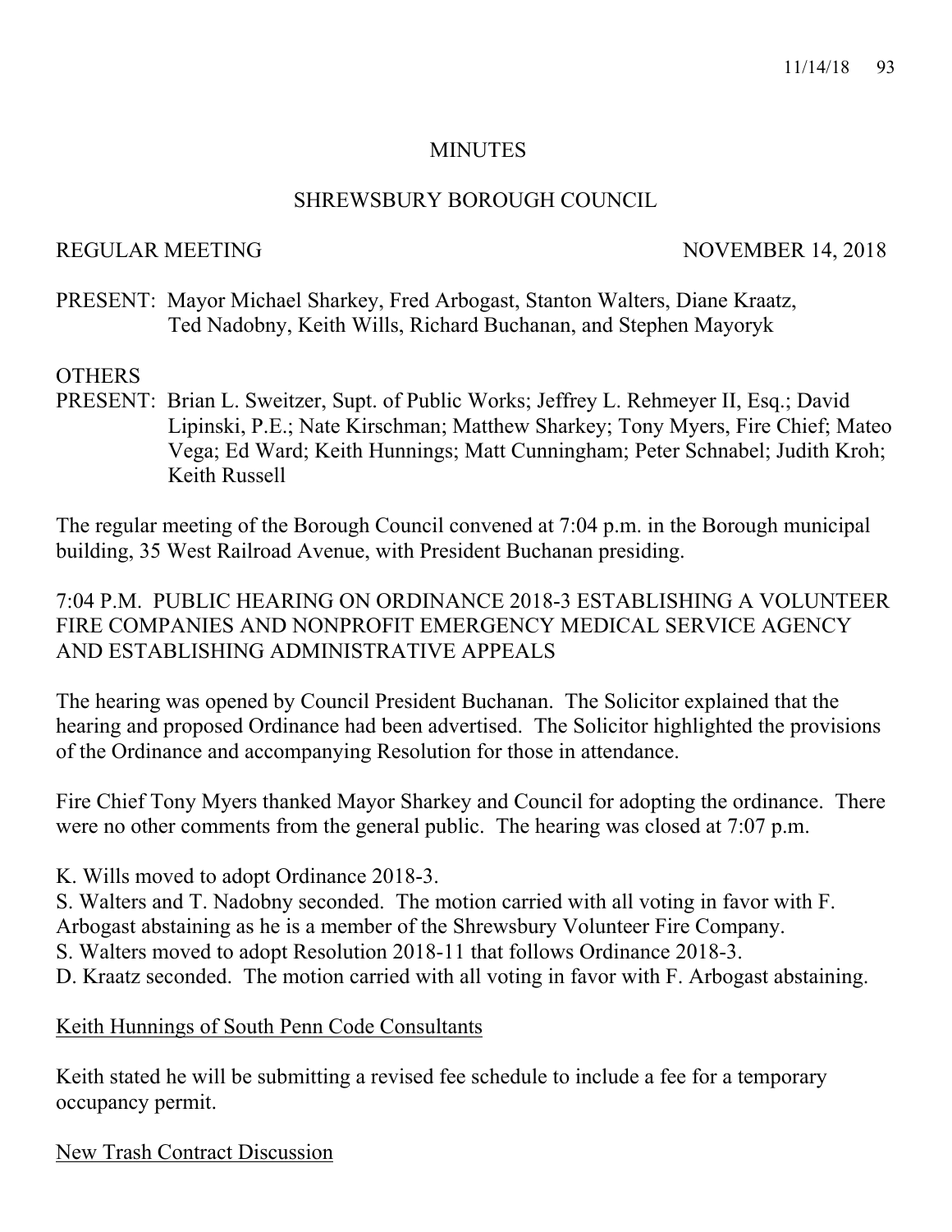# MINUTES

## SHREWSBURY BOROUGH COUNCIL

REGULAR MEETING NOVEMBER 14, 2018

PRESENT: Mayor Michael Sharkey, Fred Arbogast, Stanton Walters, Diane Kraatz, Ted Nadobny, Keith Wills, Richard Buchanan, and Stephen Mayoryk

OTHERS PRESENT: Brian L. Sweitzer, Supt. of Public Works; Jeffrey L. Rehmeyer II, Esq.; David Lipinski, P.E.; Nate Kirschman; Matthew Sharkey; Tony Myers, Fire Chief; Mateo Vega; Ed Ward; Keith Hunnings; Matt Cunningham; Peter Schnabel; Judith Kroh; Keith Russell

The regular meeting of the Borough Council convened at 7:04 p.m. in the Borough municipal building, 35 West Railroad Avenue, with President Buchanan presiding.

7:04 P.M. PUBLIC HEARING ON ORDINANCE 2018-3 ESTABLISHING A VOLUNTEER FIRE COMPANIES AND NONPROFIT EMERGENCY MEDICAL SERVICE AGENCY AND ESTABLISHING ADMINISTRATIVE APPEALS

The hearing was opened by Council President Buchanan. The Solicitor explained that the hearing and proposed Ordinance had been advertised. The Solicitor highlighted the provisions of the Ordinance and accompanying Resolution for those in attendance.

Fire Chief Tony Myers thanked Mayor Sharkey and Council for adopting the ordinance. There were no other comments from the general public. The hearing was closed at 7:07 p.m.

K. Wills moved to adopt Ordinance 2018-3.
S. Walters and T. Nadobny seconded. The motion carried with all voting in favor with F. Arbogast abstaining as he is a member of the Shrewsbury Volunteer Fire Company.
S. Walters moved to adopt Resolution 2018-11 that follows Ordinance 2018-3.
D. Kraatz seconded. The motion carried with all voting in favor with F. Arbogast abstaining.

Keith Hunnings of South Penn Code Consultants

Keith stated he will be submitting a revised fee schedule to include a fee for a temporary occupancy permit.

New Trash Contract Discussion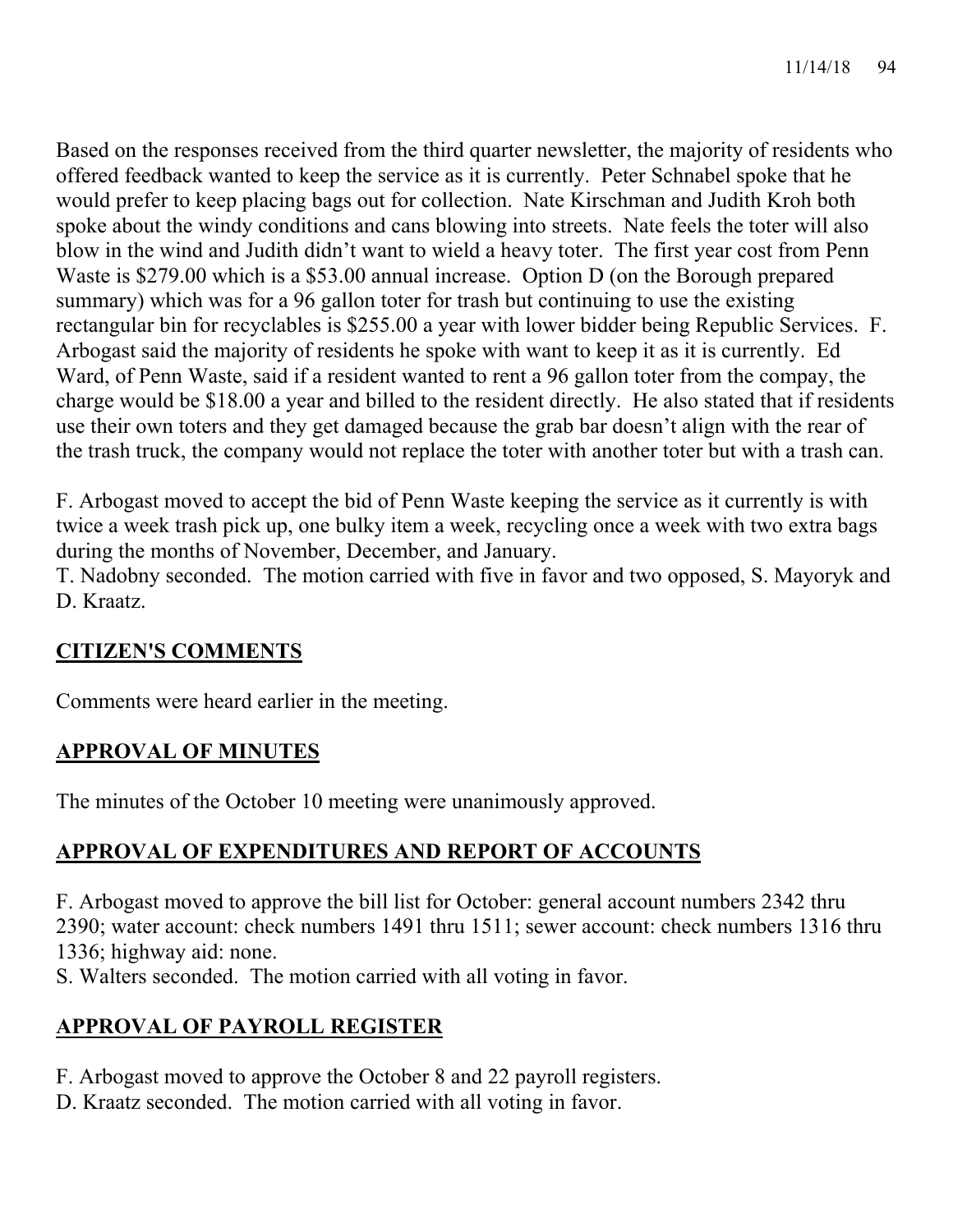Based on the responses received from the third quarter newsletter, the majority of residents who offered feedback wanted to keep the service as it is currently. Peter Schnabel spoke that he would prefer to keep placing bags out for collection. Nate Kirschman and Judith Kroh both spoke about the windy conditions and cans blowing into streets. Nate feels the toter will also blow in the wind and Judith didn't want to wield a heavy toter. The first year cost from Penn Waste is $279.00 which is a $53.00 annual increase. Option D (on the Borough prepared summary) which was for a 96 gallon toter for trash but continuing to use the existing rectangular bin for recyclables is $255.00 a year with lower bidder being Republic Services. F. Arbogast said the majority of residents he spoke with want to keep it as it is currently. Ed Ward, of Penn Waste, said if a resident wanted to rent a 96 gallon toter from the compay, the charge would be $18.00 a year and billed to the resident directly. He also stated that if residents use their own toters and they get damaged because the grab bar doesn't align with the rear of the trash truck, the company would not replace the toter with another toter but with a trash can.

F. Arbogast moved to accept the bid of Penn Waste keeping the service as it currently is with twice a week trash pick up, one bulky item a week, recycling once a week with two extra bags during the months of November, December, and January.
T. Nadobny seconded. The motion carried with five in favor and two opposed, S. Mayoryk and D. Kraatz.

## CITIZEN'S COMMENTS

Comments were heard earlier in the meeting.

## APPROVAL OF MINUTES

The minutes of the October 10 meeting were unanimously approved.

## APPROVAL OF EXPENDITURES AND REPORT OF ACCOUNTS

F. Arbogast moved to approve the bill list for October: general account numbers 2342 thru 2390; water account: check numbers 1491 thru 1511; sewer account: check numbers 1316 thru 1336; highway aid: none.
S. Walters seconded. The motion carried with all voting in favor.

## APPROVAL OF PAYROLL REGISTER

F. Arbogast moved to approve the October 8 and 22 payroll registers.
D. Kraatz seconded. The motion carried with all voting in favor.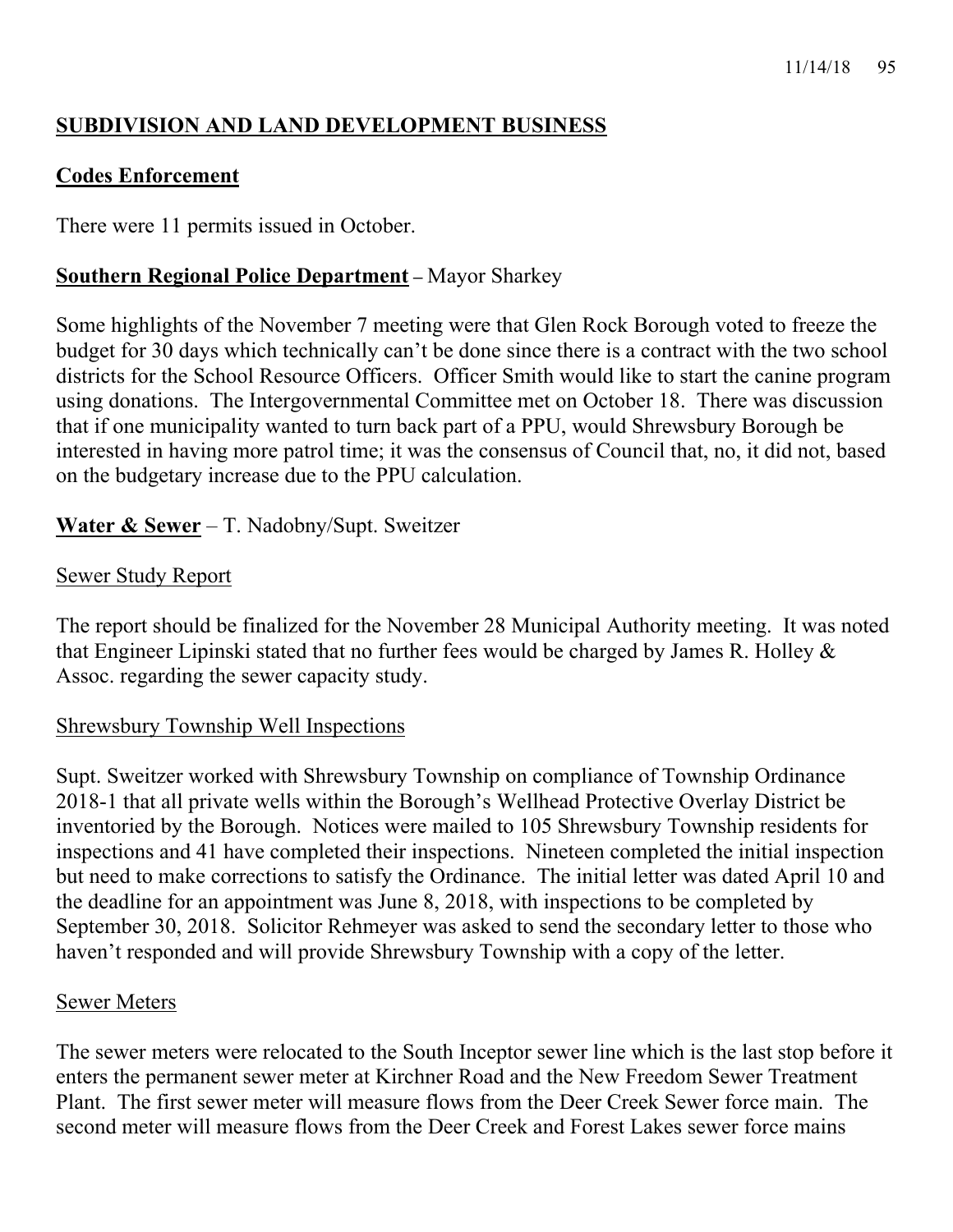## SUBDIVISION AND LAND DEVELOPMENT BUSINESS

### Codes Enforcement

There were 11 permits issued in October.

### Southern Regional Police Department – Mayor Sharkey

Some highlights of the November 7 meeting were that Glen Rock Borough voted to freeze the budget for 30 days which technically can't be done since there is a contract with the two school districts for the School Resource Officers. Officer Smith would like to start the canine program using donations. The Intergovernmental Committee met on October 18. There was discussion that if one municipality wanted to turn back part of a PPU, would Shrewsbury Borough be interested in having more patrol time; it was the consensus of Council that, no, it did not, based on the budgetary increase due to the PPU calculation.

### Water & Sewer – T. Nadobny/Supt. Sweitzer

#### Sewer Study Report

The report should be finalized for the November 28 Municipal Authority meeting. It was noted that Engineer Lipinski stated that no further fees would be charged by James R. Holley & Assoc. regarding the sewer capacity study.

#### Shrewsbury Township Well Inspections

Supt. Sweitzer worked with Shrewsbury Township on compliance of Township Ordinance 2018-1 that all private wells within the Borough's Wellhead Protective Overlay District be inventoried by the Borough. Notices were mailed to 105 Shrewsbury Township residents for inspections and 41 have completed their inspections. Nineteen completed the initial inspection but need to make corrections to satisfy the Ordinance. The initial letter was dated April 10 and the deadline for an appointment was June 8, 2018, with inspections to be completed by September 30, 2018. Solicitor Rehmeyer was asked to send the secondary letter to those who haven't responded and will provide Shrewsbury Township with a copy of the letter.

#### Sewer Meters

The sewer meters were relocated to the South Inceptor sewer line which is the last stop before it enters the permanent sewer meter at Kirchner Road and the New Freedom Sewer Treatment Plant. The first sewer meter will measure flows from the Deer Creek Sewer force main. The second meter will measure flows from the Deer Creek and Forest Lakes sewer force mains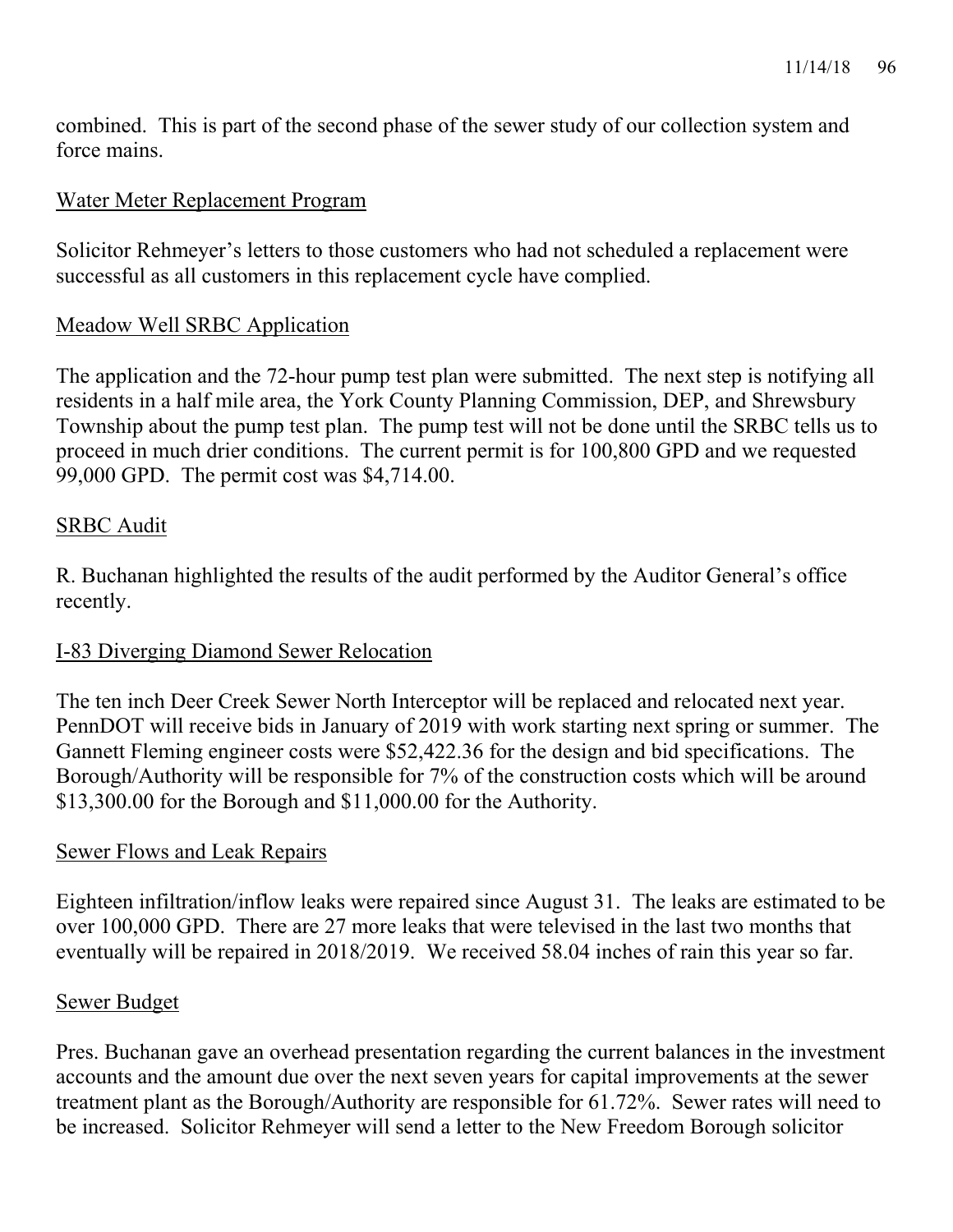combined. This is part of the second phase of the sewer study of our collection system and force mains.

Water Meter Replacement Program

Solicitor Rehmeyer's letters to those customers who had not scheduled a replacement were successful as all customers in this replacement cycle have complied.

Meadow Well SRBC Application

The application and the 72-hour pump test plan were submitted. The next step is notifying all residents in a half mile area, the York County Planning Commission, DEP, and Shrewsbury Township about the pump test plan. The pump test will not be done until the SRBC tells us to proceed in much drier conditions. The current permit is for 100,800 GPD and we requested 99,000 GPD. The permit cost was $4,714.00.

SRBC Audit

R. Buchanan highlighted the results of the audit performed by the Auditor General's office recently.

I-83 Diverging Diamond Sewer Relocation

The ten inch Deer Creek Sewer North Interceptor will be replaced and relocated next year. PennDOT will receive bids in January of 2019 with work starting next spring or summer. The Gannett Fleming engineer costs were $52,422.36 for the design and bid specifications. The Borough/Authority will be responsible for 7% of the construction costs which will be around $13,300.00 for the Borough and $11,000.00 for the Authority.

Sewer Flows and Leak Repairs

Eighteen infiltration/inflow leaks were repaired since August 31. The leaks are estimated to be over 100,000 GPD. There are 27 more leaks that were televised in the last two months that eventually will be repaired in 2018/2019. We received 58.04 inches of rain this year so far.

Sewer Budget

Pres. Buchanan gave an overhead presentation regarding the current balances in the investment accounts and the amount due over the next seven years for capital improvements at the sewer treatment plant as the Borough/Authority are responsible for 61.72%. Sewer rates will need to be increased. Solicitor Rehmeyer will send a letter to the New Freedom Borough solicitor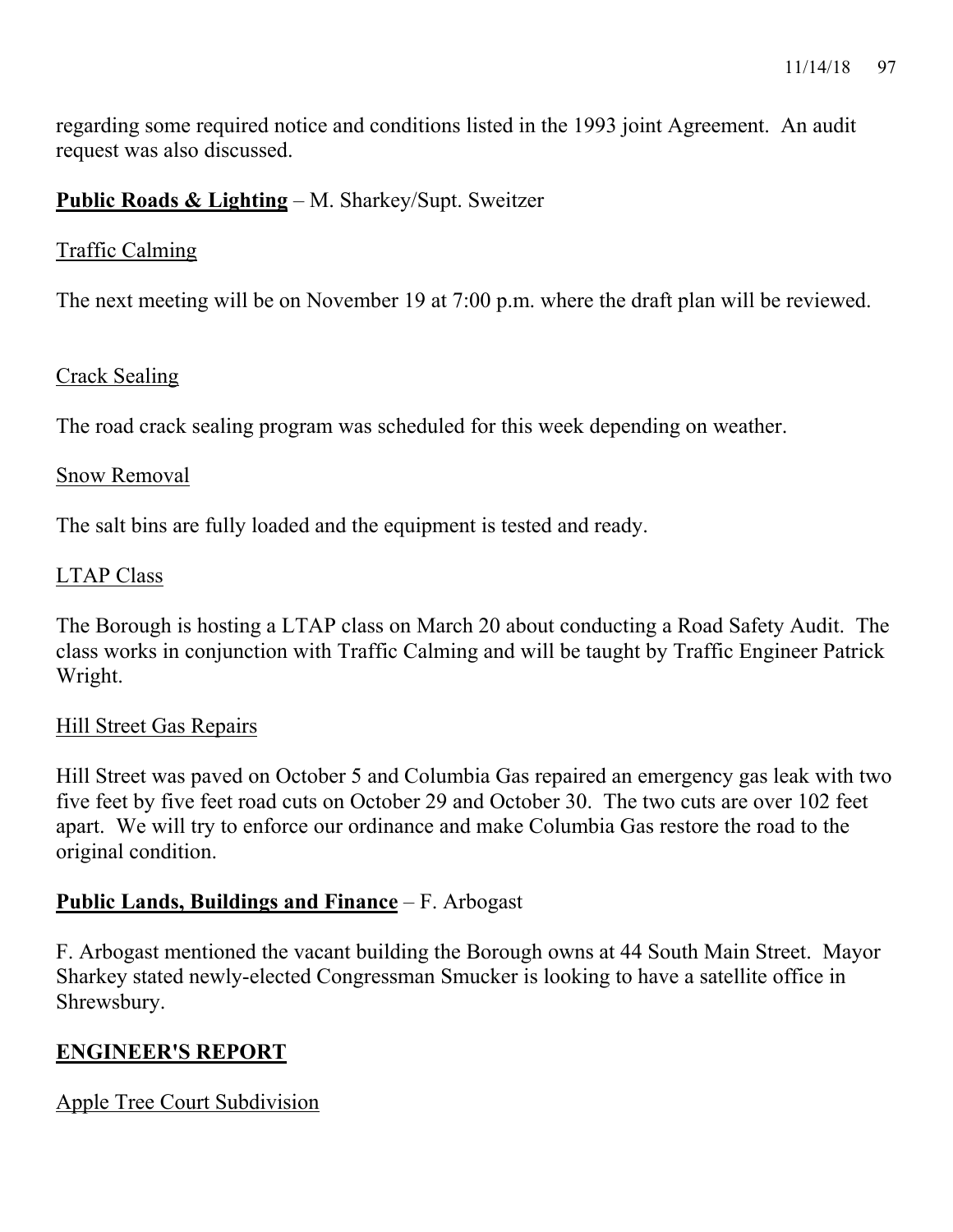regarding some required notice and conditions listed in the 1993 joint Agreement. An audit request was also discussed.

**Public Roads & Lighting** – M. Sharkey/Supt. Sweitzer

Traffic Calming

The next meeting will be on November 19 at 7:00 p.m. where the draft plan will be reviewed.

Crack Sealing

The road crack sealing program was scheduled for this week depending on weather.

Snow Removal

The salt bins are fully loaded and the equipment is tested and ready.

LTAP Class

The Borough is hosting a LTAP class on March 20 about conducting a Road Safety Audit. The class works in conjunction with Traffic Calming and will be taught by Traffic Engineer Patrick Wright.

Hill Street Gas Repairs

Hill Street was paved on October 5 and Columbia Gas repaired an emergency gas leak with two five feet by five feet road cuts on October 29 and October 30. The two cuts are over 102 feet apart. We will try to enforce our ordinance and make Columbia Gas restore the road to the original condition.

**Public Lands, Buildings and Finance** – F. Arbogast

F. Arbogast mentioned the vacant building the Borough owns at 44 South Main Street. Mayor Sharkey stated newly-elected Congressman Smucker is looking to have a satellite office in Shrewsbury.

## ENGINEER'S REPORT

Apple Tree Court Subdivision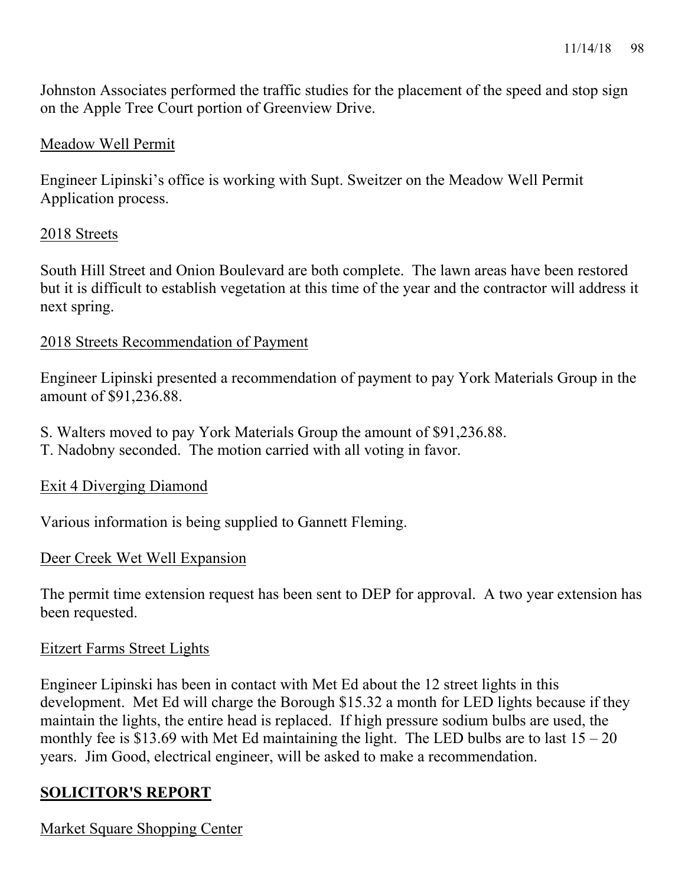Johnston Associates performed the traffic studies for the placement of the speed and stop sign on the Apple Tree Court portion of Greenview Drive.

<u>Meadow Well Permit</u>

Engineer Lipinski's office is working with Supt. Sweitzer on the Meadow Well Permit Application process.

<u>2018 Streets</u>

South Hill Street and Onion Boulevard are both complete. The lawn areas have been restored but it is difficult to establish vegetation at this time of the year and the contractor will address it next spring.

<u>2018 Streets Recommendation of Payment</u>

Engineer Lipinski presented a recommendation of payment to pay York Materials Group in the amount of $91,236.88.

S. Walters moved to pay York Materials Group the amount of $91,236.88.
T. Nadobny seconded. The motion carried with all voting in favor.

<u>Exit 4 Diverging Diamond</u>

Various information is being supplied to Gannett Fleming.

<u>Deer Creek Wet Well Expansion</u>

The permit time extension request has been sent to DEP for approval. A two year extension has been requested.

<u>Eitzert Farms Street Lights</u>

Engineer Lipinski has been in contact with Met Ed about the 12 street lights in this development. Met Ed will charge the Borough $15.32 a month for LED lights because if they maintain the lights, the entire head is replaced. If high pressure sodium bulbs are used, the monthly fee is $13.69 with Met Ed maintaining the light. The LED bulbs are to last 15 – 20 years. Jim Good, electrical engineer, will be asked to make a recommendation.

## **<u>SOLICITOR'S REPORT</u>**

<u>Market Square Shopping Center</u>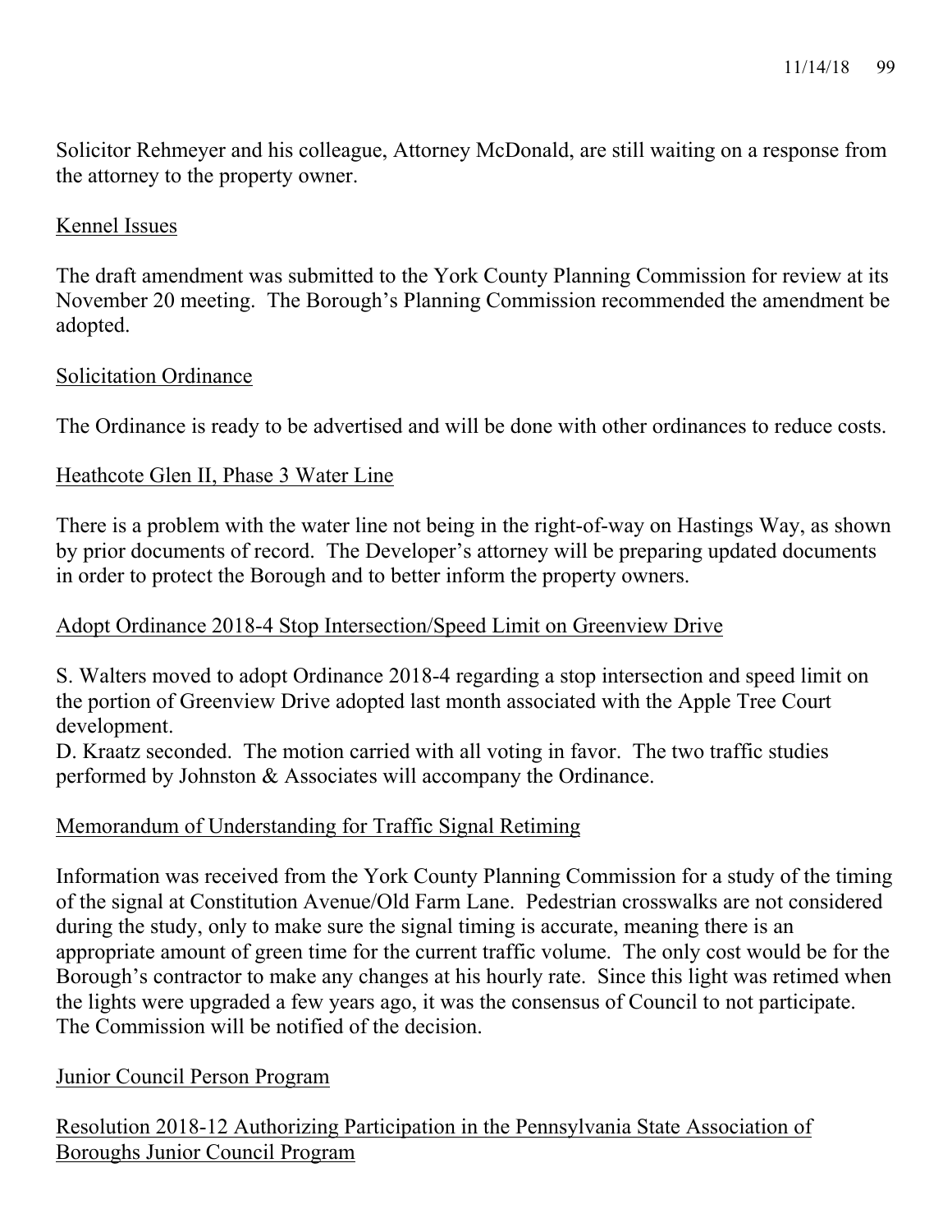Solicitor Rehmeyer and his colleague, Attorney McDonald, are still waiting on a response from the attorney to the property owner.

Kennel Issues

The draft amendment was submitted to the York County Planning Commission for review at its November 20 meeting. The Borough's Planning Commission recommended the amendment be adopted.

Solicitation Ordinance

The Ordinance is ready to be advertised and will be done with other ordinances to reduce costs.

Heathcote Glen II, Phase 3 Water Line

There is a problem with the water line not being in the right-of-way on Hastings Way, as shown by prior documents of record. The Developer's attorney will be preparing updated documents in order to protect the Borough and to better inform the property owners.

Adopt Ordinance 2018-4 Stop Intersection/Speed Limit on Greenview Drive

S. Walters moved to adopt Ordinance 2018-4 regarding a stop intersection and speed limit on the portion of Greenview Drive adopted last month associated with the Apple Tree Court development.
D. Kraatz seconded. The motion carried with all voting in favor. The two traffic studies performed by Johnston & Associates will accompany the Ordinance.

Memorandum of Understanding for Traffic Signal Retiming

Information was received from the York County Planning Commission for a study of the timing of the signal at Constitution Avenue/Old Farm Lane. Pedestrian crosswalks are not considered during the study, only to make sure the signal timing is accurate, meaning there is an appropriate amount of green time for the current traffic volume. The only cost would be for the Borough's contractor to make any changes at his hourly rate. Since this light was retimed when the lights were upgraded a few years ago, it was the consensus of Council to not participate. The Commission will be notified of the decision.

Junior Council Person Program

Resolution 2018-12 Authorizing Participation in the Pennsylvania State Association of Boroughs Junior Council Program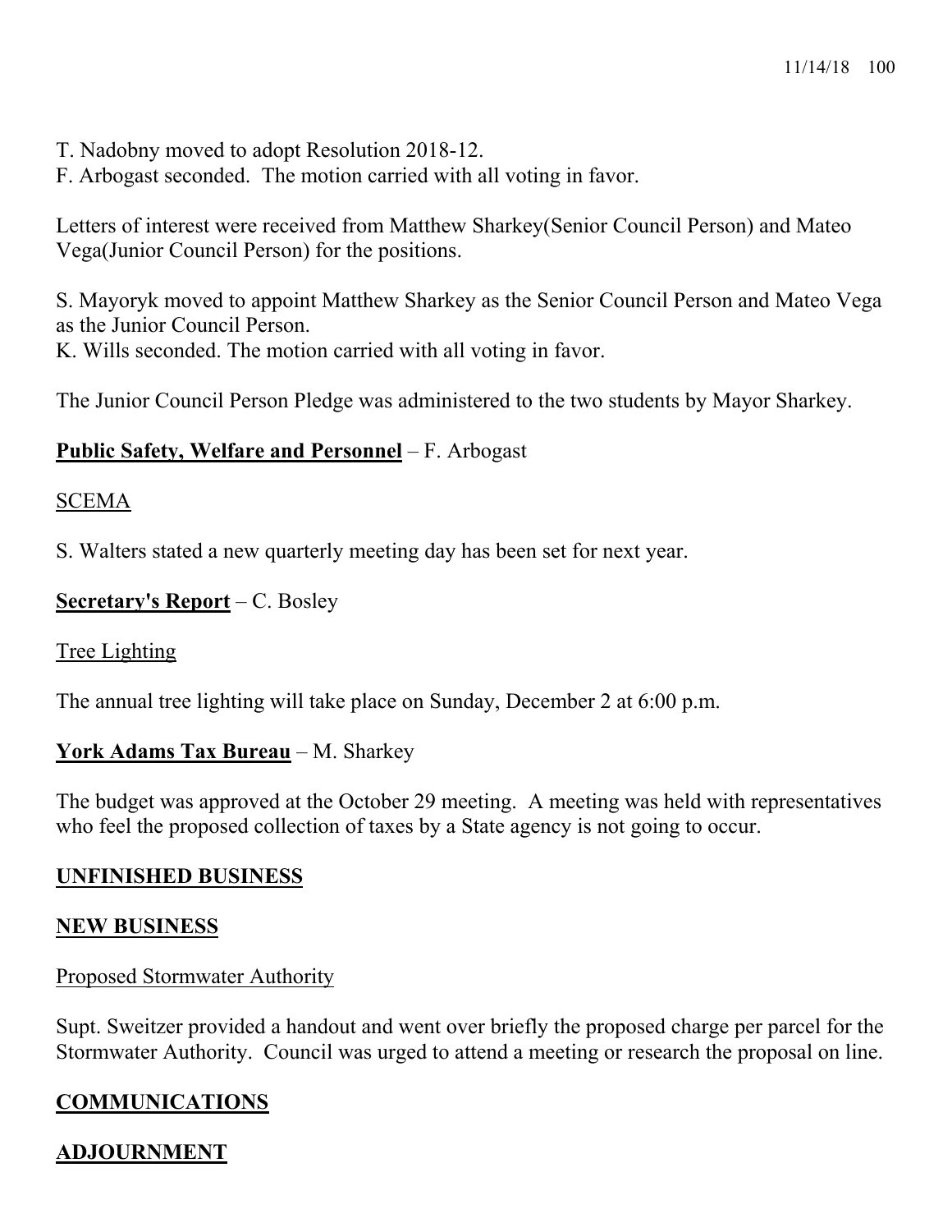T. Nadobny moved to adopt Resolution 2018-12.
F. Arbogast seconded. The motion carried with all voting in favor.

Letters of interest were received from Matthew Sharkey(Senior Council Person) and Mateo Vega(Junior Council Person) for the positions.

S. Mayoryk moved to appoint Matthew Sharkey as the Senior Council Person and Mateo Vega as the Junior Council Person.
K. Wills seconded. The motion carried with all voting in favor.

The Junior Council Person Pledge was administered to the two students by Mayor Sharkey.

**Public Safety, Welfare and Personnel** – F. Arbogast

SCEMA

S. Walters stated a new quarterly meeting day has been set for next year.

**Secretary's Report** – C. Bosley

Tree Lighting

The annual tree lighting will take place on Sunday, December 2 at 6:00 p.m.

**York Adams Tax Bureau** – M. Sharkey

The budget was approved at the October 29 meeting. A meeting was held with representatives who feel the proposed collection of taxes by a State agency is not going to occur.

**UNFINISHED BUSINESS**

**NEW BUSINESS**

Proposed Stormwater Authority

Supt. Sweitzer provided a handout and went over briefly the proposed charge per parcel for the Stormwater Authority. Council was urged to attend a meeting or research the proposal on line.

**COMMUNICATIONS**

**ADJOURNMENT**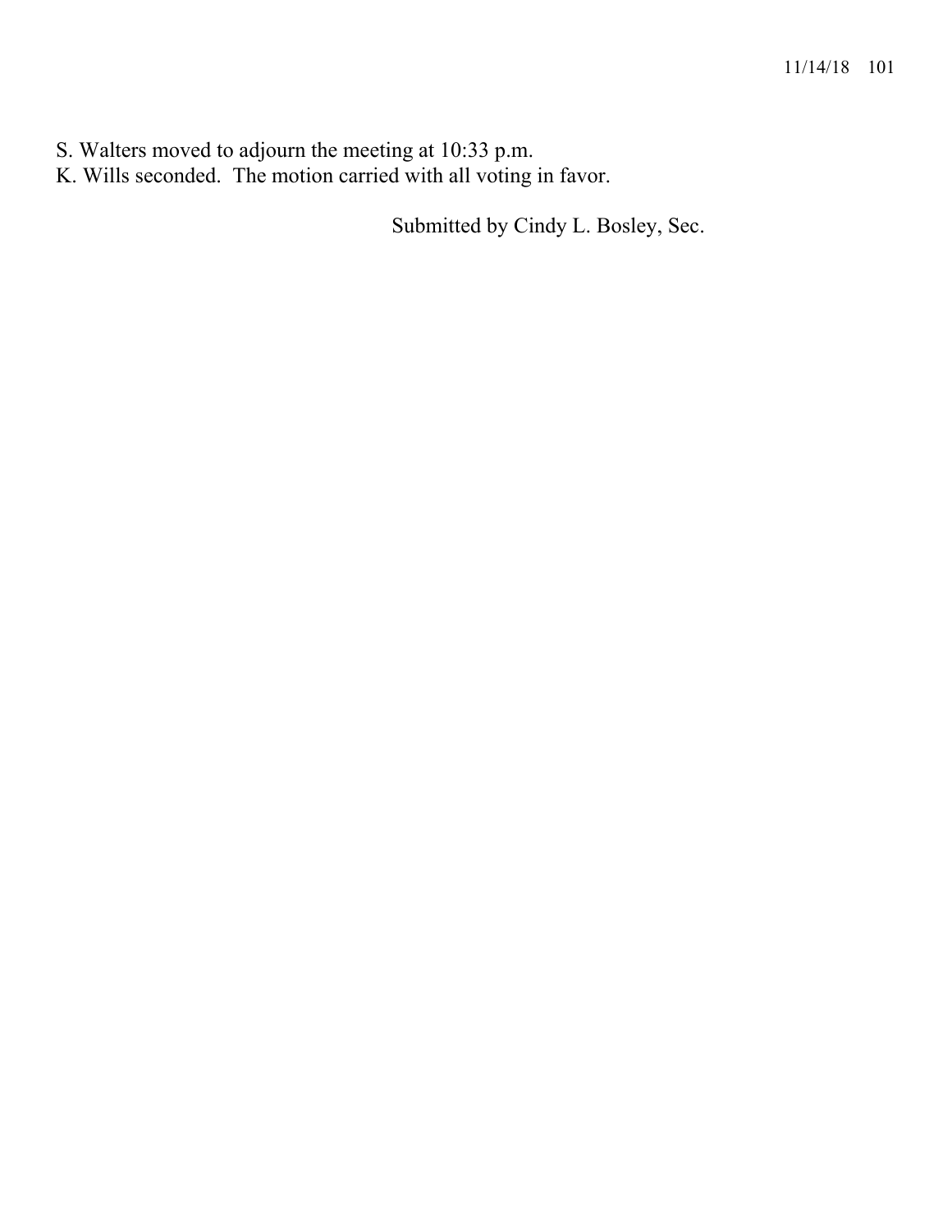S. Walters moved to adjourn the meeting at 10:33 p.m.
K. Wills seconded. The motion carried with all voting in favor.

Submitted by Cindy L. Bosley, Sec.